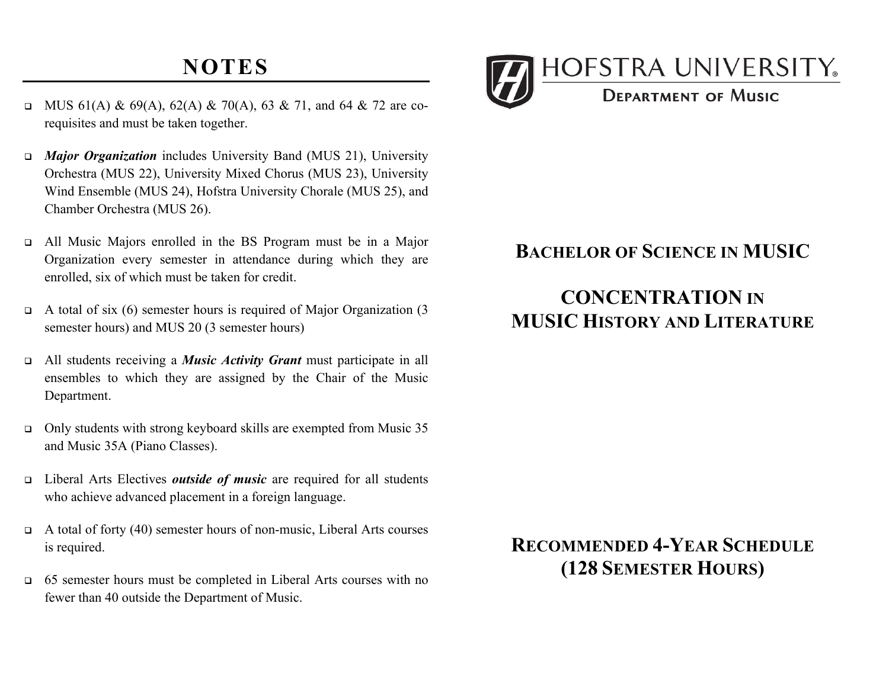# NOTES

- MUS 61(A) & 69(A), 62(A) & 70(A), 63 & 71, and 64 & 72 are co-requisites and must be taken together.
- ***Major Organization*** includes University Band (MUS 21), University Orchestra (MUS 22), University Mixed Chorus (MUS 23), University Wind Ensemble (MUS 24), Hofstra University Chorale (MUS 25), and Chamber Orchestra (MUS 26).
- All Music Majors enrolled in the BS Program must be in a Major Organization every semester in attendance during which they are enrolled, six of which must be taken for credit.
- A total of six (6) semester hours is required of Major Organization (3 semester hours) and MUS 20 (3 semester hours)
- All students receiving a ***Music Activity Grant*** must participate in all ensembles to which they are assigned by the Chair of the Music Department.
- Only students with strong keyboard skills are exempted from Music 35 and Music 35A (Piano Classes).
- Liberal Arts Electives ***outside of music*** are required for all students who achieve advanced placement in a foreign language.
- A total of forty (40) semester hours of non-music, Liberal Arts courses is required.
- 65 semester hours must be completed in Liberal Arts courses with no fewer than 40 outside the Department of Music.

HOFSTRA UNIVERSITY®

DEPARTMENT OF MUSIC

## BACHELOR OF SCIENCE IN MUSIC

## CONCENTRATION IN MUSIC HISTORY AND LITERATURE

## RECOMMENDED 4-YEAR SCHEDULE (128 SEMESTER HOURS)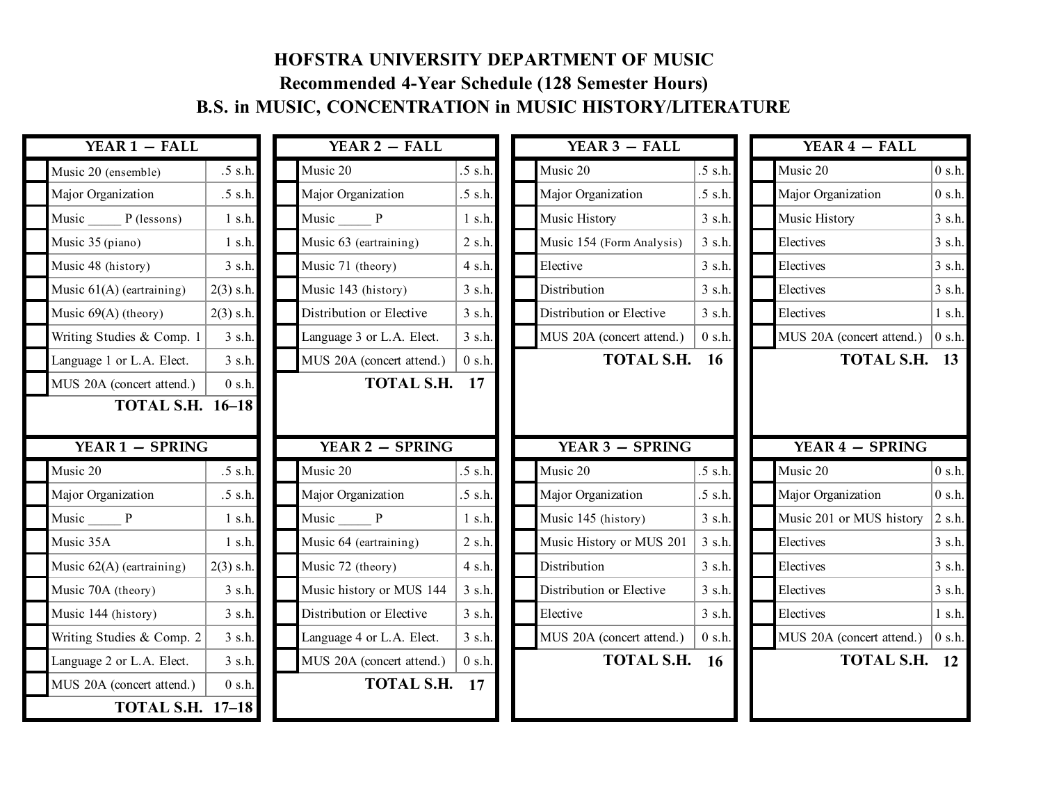# HOFSTRA UNIVERSITY DEPARTMENT OF MUSIC
## Recommended 4-Year Schedule (128 Semester Hours)
## B.S. in MUSIC, CONCENTRATION in MUSIC HISTORY/LITERATURE

### YEAR 1 — FALL

| | Course | S.H. |
|---|---|---|
| | Music 20 (ensemble) | .5 s.h. |
| | Major Organization | .5 s.h. |
| | Music _____ P (lessons) | 1 s.h. |
| | Music 35 (piano) | 1 s.h. |
| | Music 48 (history) | 3 s.h. |
| | Music 61(A) (eartraining) | 2(3) s.h. |
| | Music 69(A) (theory) | 2(3) s.h. |
| | Writing Studies & Comp. 1 | 3 s.h. |
| | Language 1 or L.A. Elect. | 3 s.h. |
| | MUS 20A (concert attend.) | 0 s.h. |
| | **TOTAL S.H.** | **16–18** |

### YEAR 1 — SPRING

| | Course | S.H. |
|---|---|---|
| | Music 20 | .5 s.h. |
| | Major Organization | .5 s.h. |
| | Music _____ P | 1 s.h. |
| | Music 35A | 1 s.h. |
| | Music 62(A) (eartraining) | 2(3) s.h. |
| | Music 70A (theory) | 3 s.h. |
| | Music 144 (history) | 3 s.h. |
| | Writing Studies & Comp. 2 | 3 s.h. |
| | Language 2 or L.A. Elect. | 3 s.h. |
| | MUS 20A (concert attend.) | 0 s.h. |
| | **TOTAL S.H.** | **17–18** |

### YEAR 2 — FALL

| | Course | S.H. |
|---|---|---|
| | Music 20 | .5 s.h. |
| | Major Organization | .5 s.h. |
| | Music _____ P | 1 s.h. |
| | Music 63 (eartraining) | 2 s.h. |
| | Music 71 (theory) | 4 s.h. |
| | Music 143 (history) | 3 s.h. |
| | Distribution or Elective | 3 s.h. |
| | Language 3 or L.A. Elect. | 3 s.h. |
| | MUS 20A (concert attend.) | 0 s.h. |
| | **TOTAL S.H.** | **17** |

### YEAR 2 — SPRING

| | Course | S.H. |
|---|---|---|
| | Music 20 | .5 s.h. |
| | Major Organization | .5 s.h. |
| | Music _____ P | 1 s.h. |
| | Music 64 (eartraining) | 2 s.h. |
| | Music 72 (theory) | 4 s.h. |
| | Music history or MUS 144 | 3 s.h. |
| | Distribution or Elective | 3 s.h. |
| | Language 4 or L.A. Elect. | 3 s.h. |
| | MUS 20A (concert attend.) | 0 s.h. |
| | **TOTAL S.H.** | **17** |

### YEAR 3 — FALL

| | Course | S.H. |
|---|---|---|
| | Music 20 | .5 s.h. |
| | Major Organization | .5 s.h. |
| | Music History | 3 s.h. |
| | Music 154 (Form Analysis) | 3 s.h. |
| | Elective | 3 s.h. |
| | Distribution | 3 s.h. |
| | Distribution or Elective | 3 s.h. |
| | MUS 20A (concert attend.) | 0 s.h. |
| | **TOTAL S.H.** | **16** |

### YEAR 3 — SPRING

| | Course | S.H. |
|---|---|---|
| | Music 20 | .5 s.h. |
| | Major Organization | .5 s.h. |
| | Music 145 (history) | 3 s.h. |
| | Music History or MUS 201 | 3 s.h. |
| | Distribution | 3 s.h. |
| | Distribution or Elective | 3 s.h. |
| | Elective | 3 s.h. |
| | MUS 20A (concert attend.) | 0 s.h. |
| | **TOTAL S.H.** | **16** |

### YEAR 4 — FALL

| | Course | S.H. |
|---|---|---|
| | Music 20 | 0 s.h. |
| | Major Organization | 0 s.h. |
| | Music History | 3 s.h. |
| | Electives | 3 s.h. |
| | Electives | 3 s.h. |
| | Electives | 3 s.h. |
| | Electives | 1 s.h. |
| | MUS 20A (concert attend.) | 0 s.h. |
| | **TOTAL S.H.** | **13** |

### YEAR 4 — SPRING

| | Course | S.H. |
|---|---|---|
| | Music 20 | 0 s.h. |
| | Major Organization | 0 s.h. |
| | Music 201 or MUS history | 2 s.h. |
| | Electives | 3 s.h. |
| | Electives | 3 s.h. |
| | Electives | 3 s.h. |
| | Electives | 1 s.h. |
| | MUS 20A (concert attend.) | 0 s.h. |
| | **TOTAL S.H.** | **12** |